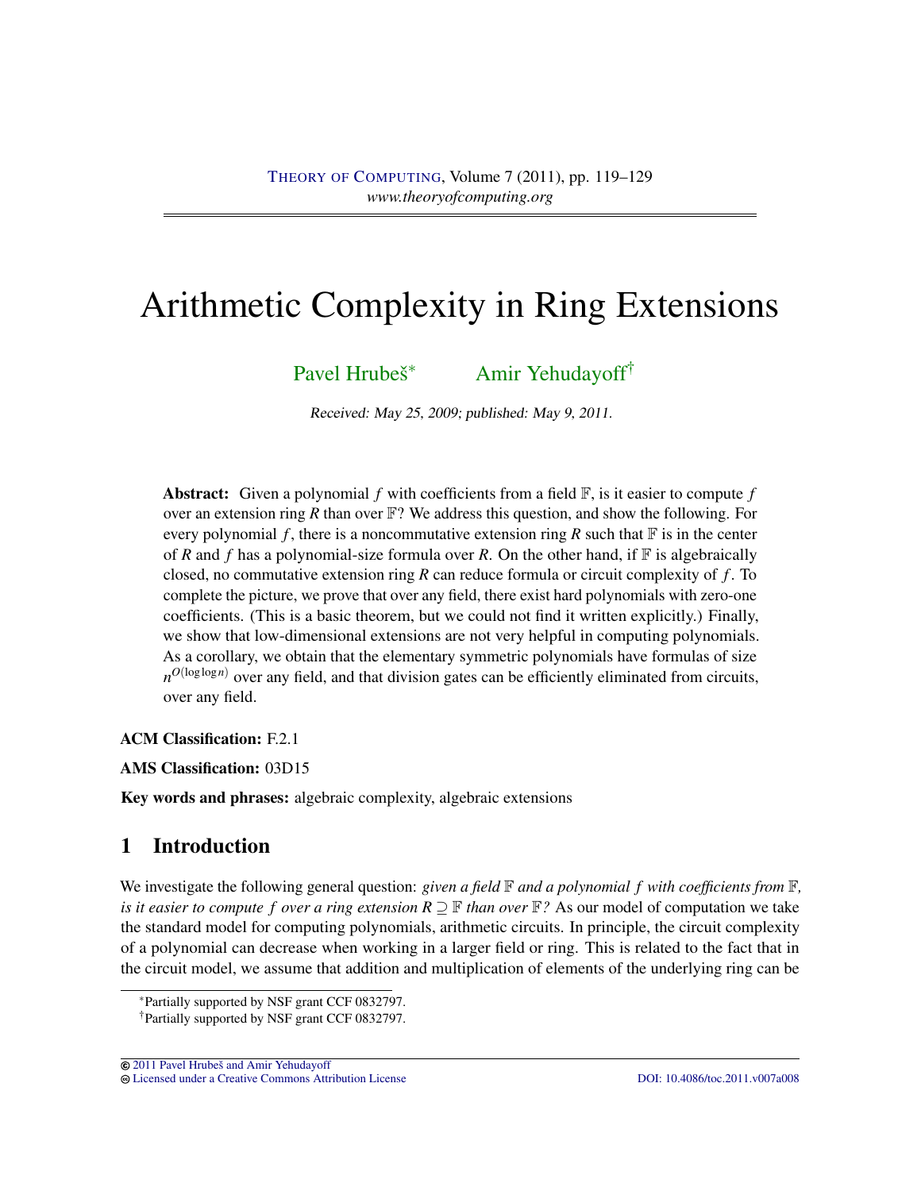# Arithmetic Complexity in Ring Extensions

Pavel Hrubeš[*] Amir Yehudayoff[†]

Received: May 25, 2009; published: May 9, 2011.

**Abstract:** Given a polynomial $f$ with coefficients from a field $\mathbb{F}$, is it easier to compute $f$ over an extension ring $R$ than over $\mathbb{F}$? We address this question, and show the following. For every polynomial $f$, there is a noncommutative extension ring $R$ such that $\mathbb{F}$ is in the center of $R$ and $f$ has a polynomial-size formula over $R$. On the other hand, if $\mathbb{F}$ is algebraically closed, no commutative extension ring $R$ can reduce formula or circuit complexity of $f$. To complete the picture, we prove that over any field, there exist hard polynomials with zero-one coefficients. (This is a basic theorem, but we could not find it written explicitly.) Finally, we show that low-dimensional extensions are not very helpful in computing polynomials. As a corollary, we obtain that the elementary symmetric polynomials have formulas of size $n^{O(\log\log n)}$ over any field, and that division gates can be efficiently eliminated from circuits, over any field.

**ACM Classification:** F.2.1

**AMS Classification:** 03D15

**Key words and phrases:** algebraic complexity, algebraic extensions

## 1 Introduction

We investigate the following general question: *given a field $\mathbb{F}$ and a polynomial $f$ with coefficients from $\mathbb{F}$, is it easier to compute $f$ over a ring extension $R \supseteq \mathbb{F}$ than over $\mathbb{F}$?* As our model of computation we take the standard model for computing polynomials, arithmetic circuits. In principle, the circuit complexity of a polynomial can decrease when working in a larger field or ring. This is related to the fact that in the circuit model, we assume that addition and multiplication of elements of the underlying ring can be

[*] Partially supported by NSF grant CCF 0832797.

[†] Partially supported by NSF grant CCF 0832797.

© 2011 Pavel Hrubeš and Amir Yehudayoff
Licensed under a Creative Commons Attribution License DOI: 10.4086/toc.2011.v007a008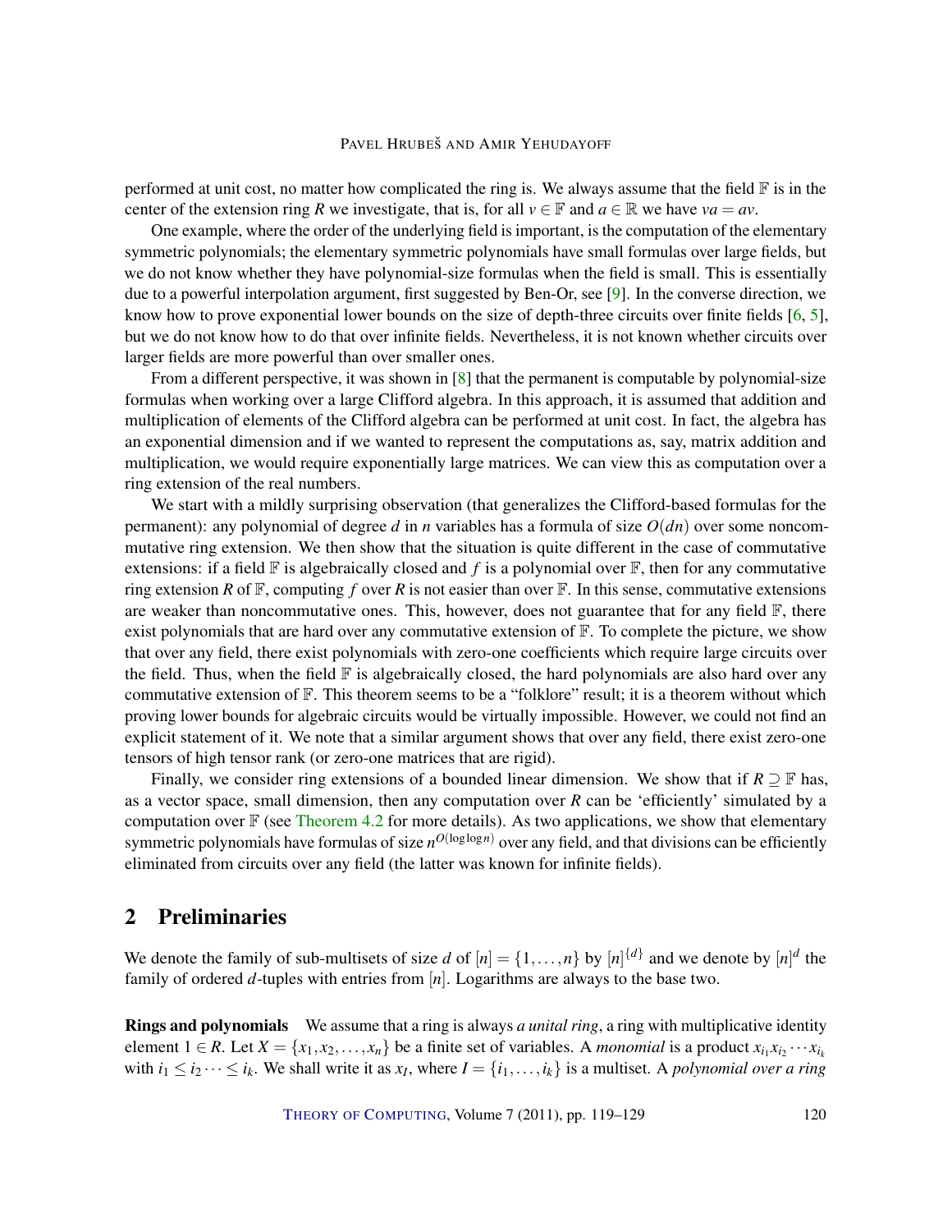performed at unit cost, no matter how complicated the ring is. We always assume that the field $\mathbb{F}$ is in the center of the extension ring $R$ we investigate, that is, for all $v \in \mathbb{F}$ and $a \in \mathbb{R}$ we have $va = av$.

One example, where the order of the underlying field is important, is the computation of the elementary symmetric polynomials; the elementary symmetric polynomials have small formulas over large fields, but we do not know whether they have polynomial-size formulas when the field is small. This is essentially due to a powerful interpolation argument, first suggested by Ben-Or, see [9]. In the converse direction, we know how to prove exponential lower bounds on the size of depth-three circuits over finite fields [6, 5], but we do not know how to do that over infinite fields. Nevertheless, it is not known whether circuits over larger fields are more powerful than over smaller ones.

From a different perspective, it was shown in [8] that the permanent is computable by polynomial-size formulas when working over a large Clifford algebra. In this approach, it is assumed that addition and multiplication of elements of the Clifford algebra can be performed at unit cost. In fact, the algebra has an exponential dimension and if we wanted to represent the computations as, say, matrix addition and multiplication, we would require exponentially large matrices. We can view this as computation over a ring extension of the real numbers.

We start with a mildly surprising observation (that generalizes the Clifford-based formulas for the permanent): any polynomial of degree $d$ in $n$ variables has a formula of size $O(dn)$ over some noncommutative ring extension. We then show that the situation is quite different in the case of commutative extensions: if a field $\mathbb{F}$ is algebraically closed and $f$ is a polynomial over $\mathbb{F}$, then for any commutative ring extension $R$ of $\mathbb{F}$, computing $f$ over $R$ is not easier than over $\mathbb{F}$. In this sense, commutative extensions are weaker than noncommutative ones. This, however, does not guarantee that for any field $\mathbb{F}$, there exist polynomials that are hard over any commutative extension of $\mathbb{F}$. To complete the picture, we show that over any field, there exist polynomials with zero-one coefficients which require large circuits over the field. Thus, when the field $\mathbb{F}$ is algebraically closed, the hard polynomials are also hard over any commutative extension of $\mathbb{F}$. This theorem seems to be a "folklore" result; it is a theorem without which proving lower bounds for algebraic circuits would be virtually impossible. However, we could not find an explicit statement of it. We note that a similar argument shows that over any field, there exist zero-one tensors of high tensor rank (or zero-one matrices that are rigid).

Finally, we consider ring extensions of a bounded linear dimension. We show that if $R \supseteq \mathbb{F}$ has, as a vector space, small dimension, then any computation over $R$ can be 'efficiently' simulated by a computation over $\mathbb{F}$ (see Theorem 4.2 for more details). As two applications, we show that elementary symmetric polynomials have formulas of size $n^{O(\log \log n)}$ over any field, and that divisions can be efficiently eliminated from circuits over any field (the latter was known for infinite fields).

## 2 Preliminaries

We denote the family of sub-multisets of size $d$ of $[n] = \{1, \dots, n\}$ by $[n]^{\{d\}}$ and we denote by $[n]^d$ the family of ordered $d$-tuples with entries from $[n]$. Logarithms are always to the base two.

**Rings and polynomials** We assume that a ring is always *a unital ring*, a ring with multiplicative identity element $1 \in R$. Let $X = \{x_1, x_2, \dots, x_n\}$ be a finite set of variables. A *monomial* is a product $x_{i_1} x_{i_2} \cdots x_{i_k}$ with $i_1 \leq i_2 \cdots \leq i_k$. We shall write it as $x_I$, where $I = \{i_1, \dots, i_k\}$ is a multiset. A *polynomial over a ring*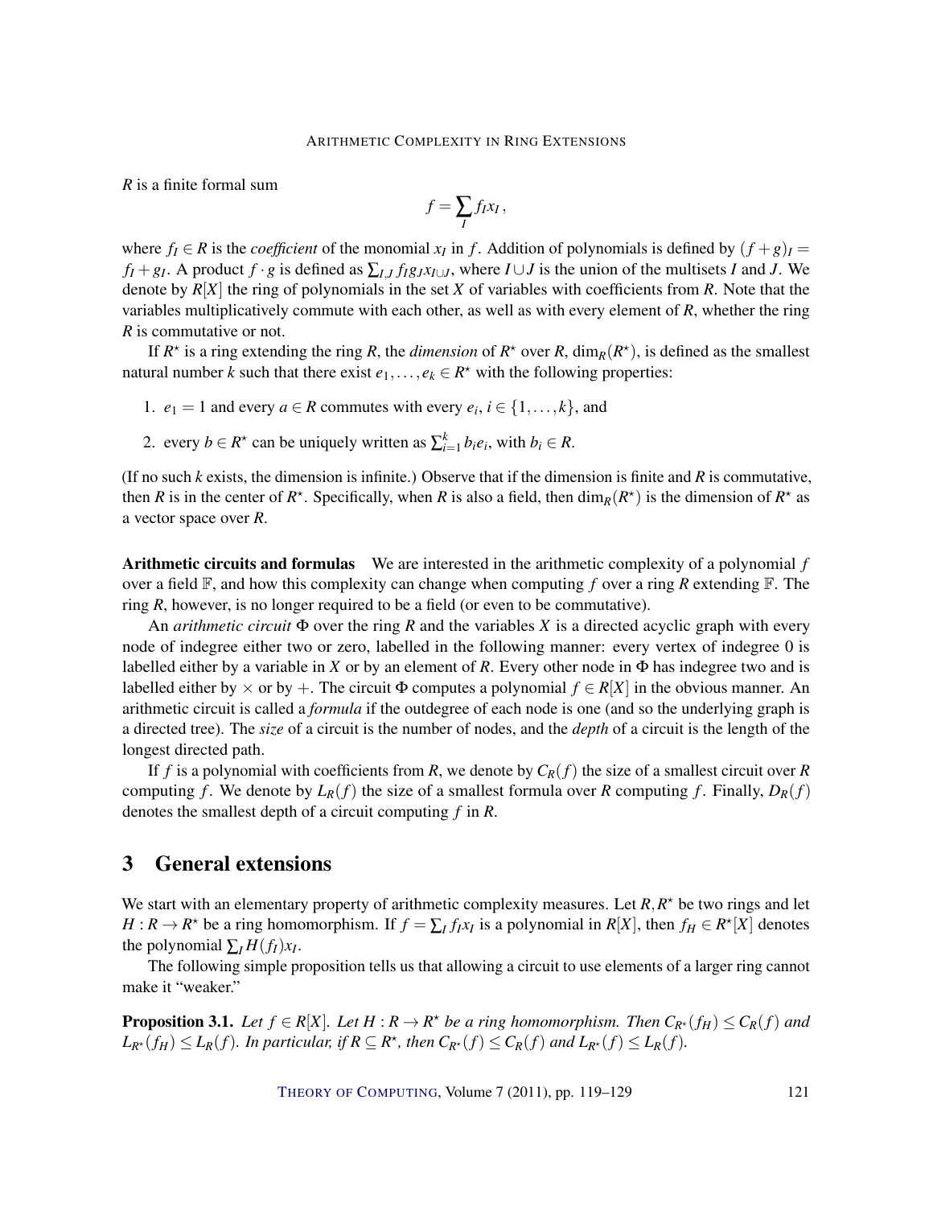$R$ is a finite formal sum

$$f = \sum_I f_I x_I \,,$$

where $f_I \in R$ is the *coefficient* of the monomial $x_I$ in $f$. Addition of polynomials is defined by $(f+g)_I = f_I + g_I$. A product $f \cdot g$ is defined as $\sum_{I,J} f_I g_J x_{I \cup J}$, where $I \cup J$ is the union of the multisets $I$ and $J$. We denote by $R[X]$ the ring of polynomials in the set $X$ of variables with coefficients from $R$. Note that the variables multiplicatively commute with each other, as well as with every element of $R$, whether the ring $R$ is commutative or not.

If $R^\star$ is a ring extending the ring $R$, the *dimension* of $R^\star$ over $R$, $\dim_R(R^\star)$, is defined as the smallest natural number $k$ such that there exist $e_1, \dots, e_k \in R^\star$ with the following properties:

1. $e_1 = 1$ and every $a \in R$ commutes with every $e_i$, $i \in \{1, \dots, k\}$, and
2. every $b \in R^\star$ can be uniquely written as $\sum_{i=1}^k b_i e_i$, with $b_i \in R$.

(If no such $k$ exists, the dimension is infinite.) Observe that if the dimension is finite and $R$ is commutative, then $R$ is in the center of $R^\star$. Specifically, when $R$ is also a field, then $\dim_R(R^\star)$ is the dimension of $R^\star$ as a vector space over $R$.

**Arithmetic circuits and formulas** We are interested in the arithmetic complexity of a polynomial $f$ over a field $\mathbb{F}$, and how this complexity can change when computing $f$ over a ring $R$ extending $\mathbb{F}$. The ring $R$, however, is no longer required to be a field (or even to be commutative).

An *arithmetic circuit* $\Phi$ over the ring $R$ and the variables $X$ is a directed acyclic graph with every node of indegree either two or zero, labelled in the following manner: every vertex of indegree 0 is labelled either by a variable in $X$ or by an element of $R$. Every other node in $\Phi$ has indegree two and is labelled either by $\times$ or by $+$. The circuit $\Phi$ computes a polynomial $f \in R[X]$ in the obvious manner. An arithmetic circuit is called a *formula* if the outdegree of each node is one (and so the underlying graph is a directed tree). The *size* of a circuit is the number of nodes, and the *depth* of a circuit is the length of the longest directed path.

If $f$ is a polynomial with coefficients from $R$, we denote by $C_R(f)$ the size of a smallest circuit over $R$ computing $f$. We denote by $L_R(f)$ the size of a smallest formula over $R$ computing $f$. Finally, $D_R(f)$ denotes the smallest depth of a circuit computing $f$ in $R$.

## 3 General extensions

We start with an elementary property of arithmetic complexity measures. Let $R, R^\star$ be two rings and let $H : R \to R^\star$ be a ring homomorphism. If $f = \sum_I f_I x_I$ is a polynomial in $R[X]$, then $f_H \in R^\star[X]$ denotes the polynomial $\sum_I H(f_I) x_I$.

The following simple proposition tells us that allowing a circuit to use elements of a larger ring cannot make it "weaker."

**Proposition 3.1.** *Let $f \in R[X]$. Let $H : R \to R^\star$ be a ring homomorphism. Then $C_{R^\star}(f_H) \leq C_R(f)$ and $L_{R^\star}(f_H) \leq L_R(f)$. In particular, if $R \subseteq R^\star$, then $C_{R^\star}(f) \leq C_R(f)$ and $L_{R^\star}(f) \leq L_R(f)$.*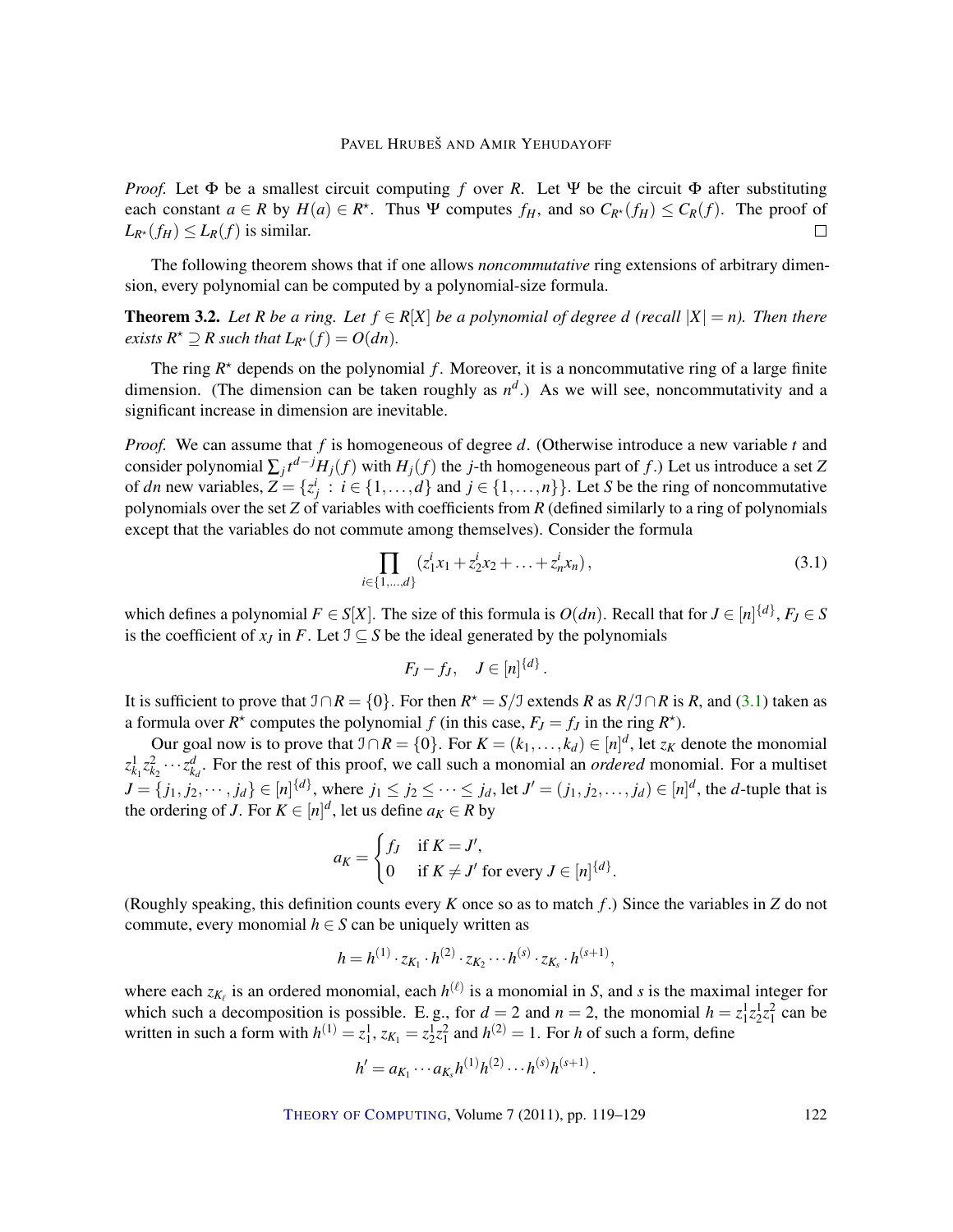*Proof.* Let $\Phi$ be a smallest circuit computing $f$ over $R$. Let $\Psi$ be the circuit $\Phi$ after substituting each constant $a \in R$ by $H(a) \in R^{\star}$. Thus $\Psi$ computes $f_H$, and so $C_{R^{\star}}(f_H) \leq C_R(f)$. The proof of $L_{R^{\star}}(f_H) \leq L_R(f)$ is similar. $\square$

The following theorem shows that if one allows *noncommutative* ring extensions of arbitrary dimension, every polynomial can be computed by a polynomial-size formula.

**Theorem 3.2.** *Let $R$ be a ring. Let $f \in R[X]$ be a polynomial of degree $d$ (recall $|X| = n$). Then there exists $R^{\star} \supseteq R$ such that $L_{R^{\star}}(f) = O(dn)$.*

The ring $R^{\star}$ depends on the polynomial $f$. Moreover, it is a noncommutative ring of a large finite dimension. (The dimension can be taken roughly as $n^d$.) As we will see, noncommutativity and a significant increase in dimension are inevitable.

*Proof.* We can assume that $f$ is homogeneous of degree $d$. (Otherwise introduce a new variable $t$ and consider polynomial $\sum_j t^{d-j} H_j(f)$ with $H_j(f)$ the $j$-th homogeneous part of $f$.) Let us introduce a set $Z$ of $dn$ new variables, $Z = \{z^i_j : i \in \{1, \dots, d\} \text{ and } j \in \{1, \dots, n\}\}$. Let $S$ be the ring of noncommutative polynomials over the set $Z$ of variables with coefficients from $R$ (defined similarly to a ring of polynomials except that the variables do not commute among themselves). Consider the formula

$$\prod_{i \in \{1,\dots,d\}} (z^i_1 x_1 + z^i_2 x_2 + \dots + z^i_n x_n)\,, \tag{3.1}$$

which defines a polynomial $F \in S[X]$. The size of this formula is $O(dn)$. Recall that for $J \in [n]^{\{d\}}$, $F_J \in S$ is the coefficient of $x_J$ in $F$. Let $\mathcal{I} \subseteq S$ be the ideal generated by the polynomials

$$F_J - f_J, \quad J \in [n]^{\{d\}}\,.$$

It is sufficient to prove that $\mathcal{I} \cap R = \{0\}$. For then $R^{\star} = S/\mathcal{I}$ extends $R$ as $R/\mathcal{I} \cap R$ is $R$, and (3.1) taken as a formula over $R^{\star}$ computes the polynomial $f$ (in this case, $F_J = f_J$ in the ring $R^{\star}$).

Our goal now is to prove that $\mathcal{I} \cap R = \{0\}$. For $K = (k_1, \dots, k_d) \in [n]^d$, let $z_K$ denote the monomial $z^1_{k_1} z^2_{k_2} \cdots z^d_{k_d}$. For the rest of this proof, we call such a monomial an *ordered* monomial. For a multiset $J = \{j_1, j_2, \cdots, j_d\} \in [n]^{\{d\}}$, where $j_1 \leq j_2 \leq \cdots \leq j_d$, let $J' = (j_1, j_2, \dots, j_d) \in [n]^d$, the $d$-tuple that is the ordering of $J$. For $K \in [n]^d$, let us define $a_K \in R$ by

$$a_K = \begin{cases} f_J & \text{if } K = J', \\ 0 & \text{if } K \neq J' \text{ for every } J \in [n]^{\{d\}}. \end{cases}$$

(Roughly speaking, this definition counts every $K$ once so as to match $f$.) Since the variables in $Z$ do not commute, every monomial $h \in S$ can be uniquely written as

$$h = h^{(1)} \cdot z_{K_1} \cdot h^{(2)} \cdot z_{K_2} \cdots h^{(s)} \cdot z_{K_s} \cdot h^{(s+1)},$$

where each $z_{K_\ell}$ is an ordered monomial, each $h^{(\ell)}$ is a monomial in $S$, and $s$ is the maximal integer for which such a decomposition is possible. E. g., for $d = 2$ and $n = 2$, the monomial $h = z^1_1 z^1_2 z^2_1$ can be written in such a form with $h^{(1)} = z^1_1$, $z_{K_1} = z^1_2 z^2_1$ and $h^{(2)} = 1$. For $h$ of such a form, define

$$h' = a_{K_1} \cdots a_{K_s} h^{(1)} h^{(2)} \cdots h^{(s)} h^{(s+1)}\,.$$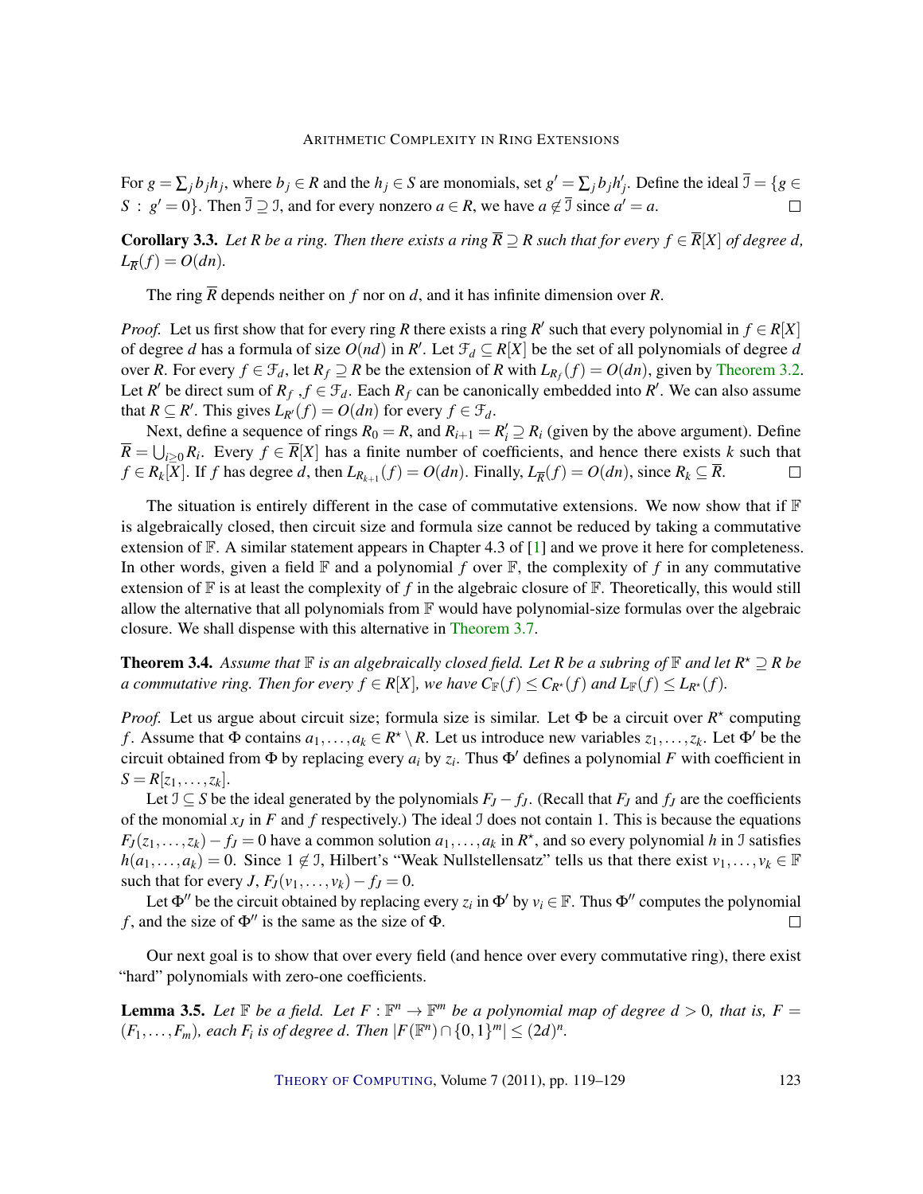For $g = \sum_j b_j h_j$, where $b_j \in R$ and the $h_j \in S$ are monomials, set $g' = \sum_j b_j h'_j$. Define the ideal $\overline{\mathcal{I}} = \{g \in S \,:\, g' = 0\}$. Then $\overline{\mathcal{I}} \supseteq \mathcal{I}$, and for every nonzero $a \in R$, we have $a \notin \overline{\mathcal{I}}$ since $a' = a$. $\square$

**Corollary 3.3.** *Let $R$ be a ring. Then there exists a ring $\overline{R} \supseteq R$ such that for every $f \in \overline{R}[X]$ of degree $d$, $L_{\overline{R}}(f) = O(dn)$.*

The ring $\overline{R}$ depends neither on $f$ nor on $d$, and it has infinite dimension over $R$.

*Proof.* Let us first show that for every ring $R$ there exists a ring $R'$ such that every polynomial in $f \in R[X]$ of degree $d$ has a formula of size $O(nd)$ in $R'$. Let $\mathcal{F}_d \subseteq R[X]$ be the set of all polynomials of degree $d$ over $R$. For every $f \in \mathcal{F}_d$, let $R_f \supseteq R$ be the extension of $R$ with $L_{R_f}(f) = O(dn)$, given by Theorem 3.2. Let $R'$ be direct sum of $R_f$ ,$f \in \mathcal{F}_d$. Each $R_f$ can be canonically embedded into $R'$. We can also assume that $R \subseteq R'$. This gives $L_{R'}(f) = O(dn)$ for every $f \in \mathcal{F}_d$.

Next, define a sequence of rings $R_0 = R$, and $R_{i+1} = R'_i \supseteq R_i$ (given by the above argument). Define $\overline{R} = \bigcup_{i \geq 0} R_i$. Every $f \in \overline{R}[X]$ has a finite number of coefficients, and hence there exists $k$ such that $f \in R_k[X]$. If $f$ has degree $d$, then $L_{R_{k+1}}(f) = O(dn)$. Finally, $L_{\overline{R}}(f) = O(dn)$, since $R_k \subseteq \overline{R}$. $\square$

The situation is entirely different in the case of commutative extensions. We now show that if $\mathbb{F}$ is algebraically closed, then circuit size and formula size cannot be reduced by taking a commutative extension of $\mathbb{F}$. A similar statement appears in Chapter 4.3 of [1] and we prove it here for completeness. In other words, given a field $\mathbb{F}$ and a polynomial $f$ over $\mathbb{F}$, the complexity of $f$ in any commutative extension of $\mathbb{F}$ is at least the complexity of $f$ in the algebraic closure of $\mathbb{F}$. Theoretically, this would still allow the alternative that all polynomials from $\mathbb{F}$ would have polynomial-size formulas over the algebraic closure. We shall dispense with this alternative in Theorem 3.7.

**Theorem 3.4.** *Assume that $\mathbb{F}$ is an algebraically closed field. Let $R$ be a subring of $\mathbb{F}$ and let $R^\star \supseteq R$ be a commutative ring. Then for every $f \in R[X]$, we have $C_{\mathbb{F}}(f) \leq C_{R^\star}(f)$ and $L_{\mathbb{F}}(f) \leq L_{R^\star}(f)$.*

*Proof.* Let us argue about circuit size; formula size is similar. Let $\Phi$ be a circuit over $R^\star$ computing $f$. Assume that $\Phi$ contains $a_1, \ldots, a_k \in R^\star \setminus R$. Let us introduce new variables $z_1, \ldots, z_k$. Let $\Phi'$ be the circuit obtained from $\Phi$ by replacing every $a_i$ by $z_i$. Thus $\Phi'$ defines a polynomial $F$ with coefficient in $S = R[z_1, \ldots, z_k]$.

Let $\mathcal{I} \subseteq S$ be the ideal generated by the polynomials $F_J - f_J$. (Recall that $F_J$ and $f_J$ are the coefficients of the monomial $x_J$ in $F$ and $f$ respectively.) The ideal $\mathcal{I}$ does not contain 1. This is because the equations $F_J(z_1, \ldots, z_k) - f_J = 0$ have a common solution $a_1, \ldots, a_k$ in $R^\star$, and so every polynomial $h$ in $\mathcal{I}$ satisfies $h(a_1, \ldots, a_k) = 0$. Since $1 \notin \mathcal{I}$, Hilbert's "Weak Nullstellensatz" tells us that there exist $v_1, \ldots, v_k \in \mathbb{F}$ such that for every $J$, $F_J(v_1, \ldots, v_k) - f_J = 0$.

Let $\Phi''$ be the circuit obtained by replacing every $z_i$ in $\Phi'$ by $v_i \in \mathbb{F}$. Thus $\Phi''$ computes the polynomial $f$, and the size of $\Phi''$ is the same as the size of $\Phi$. $\square$

Our next goal is to show that over every field (and hence over every commutative ring), there exist "hard" polynomials with zero-one coefficients.

**Lemma 3.5.** *Let $\mathbb{F}$ be a field. Let $F : \mathbb{F}^n \to \mathbb{F}^m$ be a polynomial map of degree $d > 0$, that is, $F = (F_1, \ldots, F_m)$, each $F_i$ is of degree $d$. Then $|F(\mathbb{F}^n) \cap \{0,1\}^m| \leq (2d)^n$.*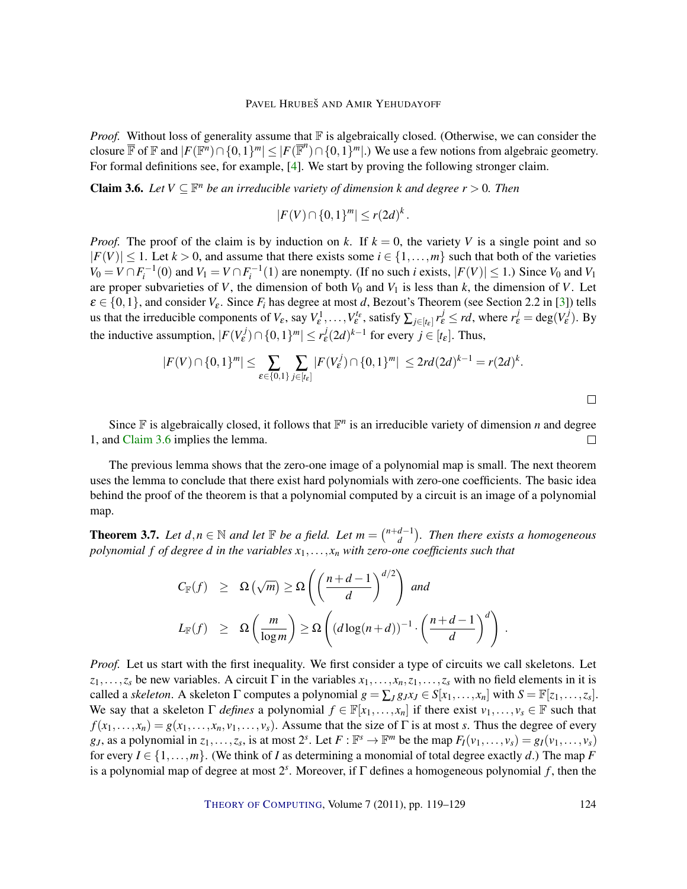*Proof.* Without loss of generality assume that $\mathbb{F}$ is algebraically closed. (Otherwise, we can consider the closure $\overline{\mathbb{F}}$ of $\mathbb{F}$ and $|F(\mathbb{F}^n) \cap \{0,1\}^m| \leq |F(\overline{\mathbb{F}}^n) \cap \{0,1\}^m|$.) We use a few notions from algebraic geometry. For formal definitions see, for example, [4]. We start by proving the following stronger claim.

**Claim 3.6.** *Let $V \subseteq \mathbb{F}^n$ be an irreducible variety of dimension $k$ and degree $r > 0$. Then*

$$|F(V) \cap \{0,1\}^m| \leq r(2d)^k.$$

*Proof.* The proof of the claim is by induction on $k$. If $k = 0$, the variety $V$ is a single point and so $|F(V)| \leq 1$. Let $k > 0$, and assume that there exists some $i \in \{1,\dots,m\}$ such that both of the varieties $V_0 = V \cap F_i^{-1}(0)$ and $V_1 = V \cap F_i^{-1}(1)$ are nonempty. (If no such $i$ exists, $|F(V)| \leq 1$.) Since $V_0$ and $V_1$ are proper subvarieties of $V$, the dimension of both $V_0$ and $V_1$ is less than $k$, the dimension of $V$. Let $\varepsilon \in \{0,1\}$, and consider $V_\varepsilon$. Since $F_i$ has degree at most $d$, Bezout's Theorem (see Section 2.2 in [3]) tells us that the irreducible components of $V_\varepsilon$, say $V_\varepsilon^1, \dots, V_\varepsilon^{t_\varepsilon}$, satisfy $\sum_{j \in [t_\varepsilon]} r_\varepsilon^j \leq rd$, where $r_\varepsilon^j = \deg(V_\varepsilon^j)$. By the inductive assumption, $|F(V_\varepsilon^j) \cap \{0,1\}^m| \leq r_\varepsilon^j (2d)^{k-1}$ for every $j \in [t_\varepsilon]$. Thus,

$$|F(V) \cap \{0,1\}^m| \leq \sum_{\varepsilon \in \{0,1\}} \sum_{j \in [t_\varepsilon]} |F(V_\varepsilon^j) \cap \{0,1\}^m| \leq 2rd(2d)^{k-1} = r(2d)^k.$$

□

Since $\mathbb{F}$ is algebraically closed, it follows that $\mathbb{F}^n$ is an irreducible variety of dimension $n$ and degree 1, and Claim 3.6 implies the lemma. □

The previous lemma shows that the zero-one image of a polynomial map is small. The next theorem uses the lemma to conclude that there exist hard polynomials with zero-one coefficients. The basic idea behind the proof of the theorem is that a polynomial computed by a circuit is an image of a polynomial map.

**Theorem 3.7.** *Let $d, n \in \mathbb{N}$ and let $\mathbb{F}$ be a field. Let $m = \binom{n+d-1}{d}$. Then there exists a homogeneous polynomial $f$ of degree $d$ in the variables $x_1, \dots, x_n$ with zero-one coefficients such that*

$$\begin{aligned} C_{\mathbb{F}}(f) &\geq \Omega\left(\sqrt{m}\right) \geq \Omega\left(\left(\frac{n+d-1}{d}\right)^{d/2}\right) \text{ and} \\ L_{\mathbb{F}}(f) &\geq \Omega\left(\frac{m}{\log m}\right) \geq \Omega\left((d\log(n+d))^{-1} \cdot \left(\frac{n+d-1}{d}\right)^{d}\right). \end{aligned}$$

*Proof.* Let us start with the first inequality. We first consider a type of circuits we call skeletons. Let $z_1, \dots, z_s$ be new variables. A circuit $\Gamma$ in the variables $x_1, \dots, x_n, z_1, \dots, z_s$ with no field elements in it is called a *skeleton*. A skeleton $\Gamma$ computes a polynomial $g = \sum_J g_J x_J \in S[x_1, \dots, x_n]$ with $S = \mathbb{F}[z_1, \dots, z_s]$. We say that a skeleton $\Gamma$ *defines* a polynomial $f \in \mathbb{F}[x_1, \dots, x_n]$ if there exist $v_1, \dots, v_s \in \mathbb{F}$ such that $f(x_1, \dots, x_n) = g(x_1, \dots, x_n, v_1, \dots, v_s)$. Assume that the size of $\Gamma$ is at most $s$. Thus the degree of every $g_J$, as a polynomial in $z_1, \dots, z_s$, is at most $2^s$. Let $F : \mathbb{F}^s \to \mathbb{F}^m$ be the map $F_I(v_1, \dots, v_s) = g_I(v_1, \dots, v_s)$ for every $I \in \{1, \dots, m\}$. (We think of $I$ as determining a monomial of total degree exactly $d$.) The map $F$ is a polynomial map of degree at most $2^s$. Moreover, if $\Gamma$ defines a homogeneous polynomial $f$, then the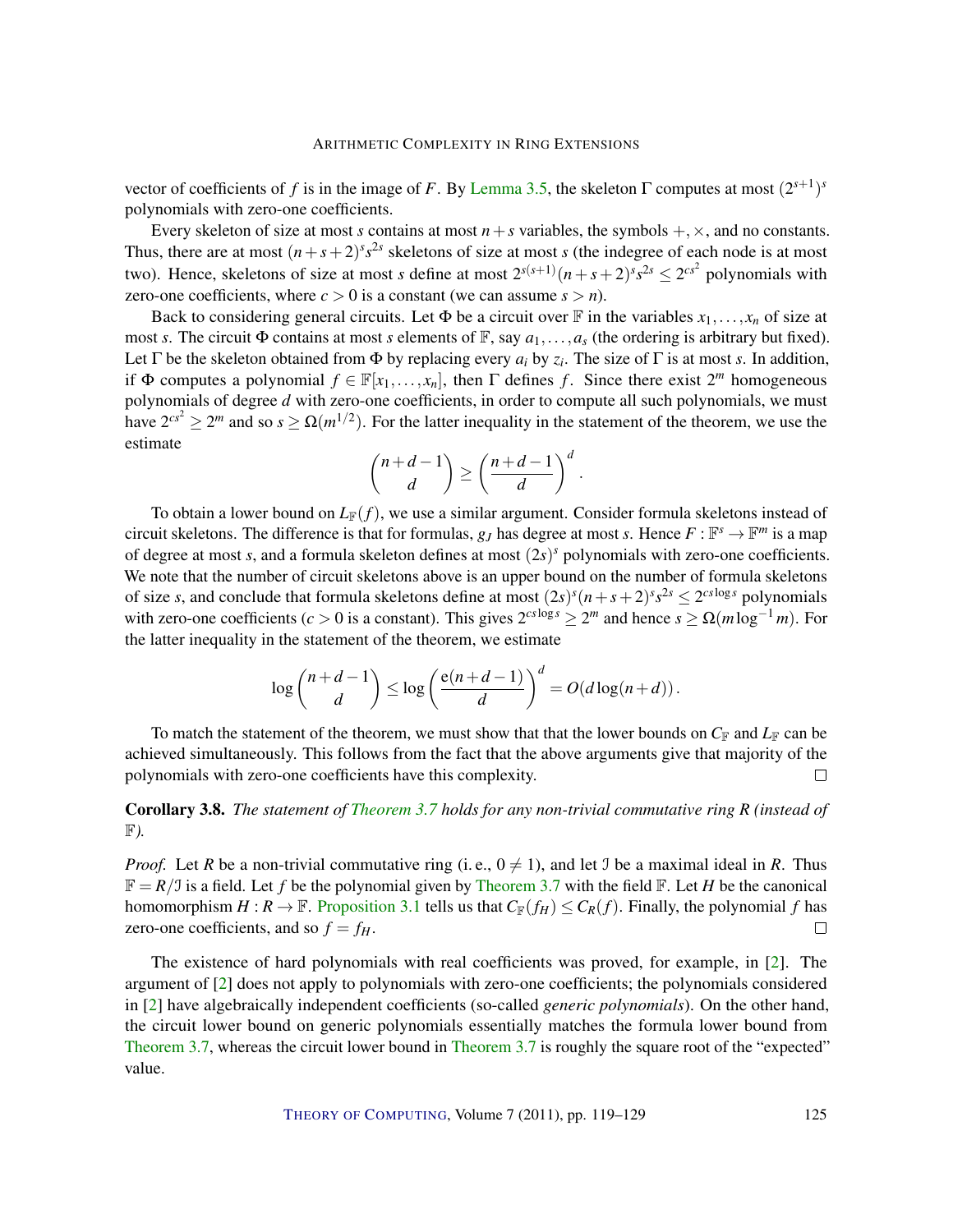vector of coefficients of $f$ is in the image of $F$. By Lemma 3.5, the skeleton $\Gamma$ computes at most $(2^{s+1})^s$ polynomials with zero-one coefficients.

Every skeleton of size at most $s$ contains at most $n+s$ variables, the symbols $+, \times$, and no constants. Thus, there are at most $(n+s+2)^s s^{2s}$ skeletons of size at most $s$ (the indegree of each node is at most two). Hence, skeletons of size at most $s$ define at most $2^{s(s+1)}(n+s+2)^s s^{2s} \leq 2^{cs^2}$ polynomials with zero-one coefficients, where $c > 0$ is a constant (we can assume $s > n$).

Back to considering general circuits. Let $\Phi$ be a circuit over $\mathbb{F}$ in the variables $x_1, \ldots, x_n$ of size at most $s$. The circuit $\Phi$ contains at most $s$ elements of $\mathbb{F}$, say $a_1, \ldots, a_s$ (the ordering is arbitrary but fixed). Let $\Gamma$ be the skeleton obtained from $\Phi$ by replacing every $a_i$ by $z_i$. The size of $\Gamma$ is at most $s$. In addition, if $\Phi$ computes a polynomial $f \in \mathbb{F}[x_1, \ldots, x_n]$, then $\Gamma$ defines $f$. Since there exist $2^m$ homogeneous polynomials of degree $d$ with zero-one coefficients, in order to compute all such polynomials, we must have $2^{cs^2} \geq 2^m$ and so $s \geq \Omega(m^{1/2})$. For the latter inequality in the statement of the theorem, we use the estimate

$$\binom{n+d-1}{d} \geq \left(\frac{n+d-1}{d}\right)^d .$$

To obtain a lower bound on $L_{\mathbb{F}}(f)$, we use a similar argument. Consider formula skeletons instead of circuit skeletons. The difference is that for formulas, $g_J$ has degree at most $s$. Hence $F : \mathbb{F}^s \to \mathbb{F}^m$ is a map of degree at most $s$, and a formula skeleton defines at most $(2s)^s$ polynomials with zero-one coefficients. We note that the number of circuit skeletons above is an upper bound on the number of formula skeletons of size $s$, and conclude that formula skeletons define at most $(2s)^s(n+s+2)^s s^{2s} \leq 2^{cs\log s}$ polynomials with zero-one coefficients ($c > 0$ is a constant). This gives $2^{cs\log s} \geq 2^m$ and hence $s \geq \Omega(m\log^{-1} m)$. For the latter inequality in the statement of the theorem, we estimate

$$\log \binom{n+d-1}{d} \leq \log \left(\frac{\mathrm{e}(n+d-1)}{d}\right)^d = O(d\log(n+d)) .$$

To match the statement of the theorem, we must show that that the lower bounds on $C_{\mathbb{F}}$ and $L_{\mathbb{F}}$ can be achieved simultaneously. This follows from the fact that the above arguments give that majority of the polynomials with zero-one coefficients have this complexity. □

**Corollary 3.8.** *The statement of Theorem 3.7 holds for any non-trivial commutative ring $R$ (instead of $\mathbb{F}$).*

*Proof.* Let $R$ be a non-trivial commutative ring (i. e., $0 \neq 1$), and let $\mathcal{I}$ be a maximal ideal in $R$. Thus $\mathbb{F} = R/\mathcal{I}$ is a field. Let $f$ be the polynomial given by Theorem 3.7 with the field $\mathbb{F}$. Let $H$ be the canonical homomorphism $H : R \to \mathbb{F}$. Proposition 3.1 tells us that $C_{\mathbb{F}}(f_H) \leq C_R(f)$. Finally, the polynomial $f$ has zero-one coefficients, and so $f = f_H$. □

The existence of hard polynomials with real coefficients was proved, for example, in [2]. The argument of [2] does not apply to polynomials with zero-one coefficients; the polynomials considered in [2] have algebraically independent coefficients (so-called *generic polynomials*). On the other hand, the circuit lower bound on generic polynomials essentially matches the formula lower bound from Theorem 3.7, whereas the circuit lower bound in Theorem 3.7 is roughly the square root of the "expected" value.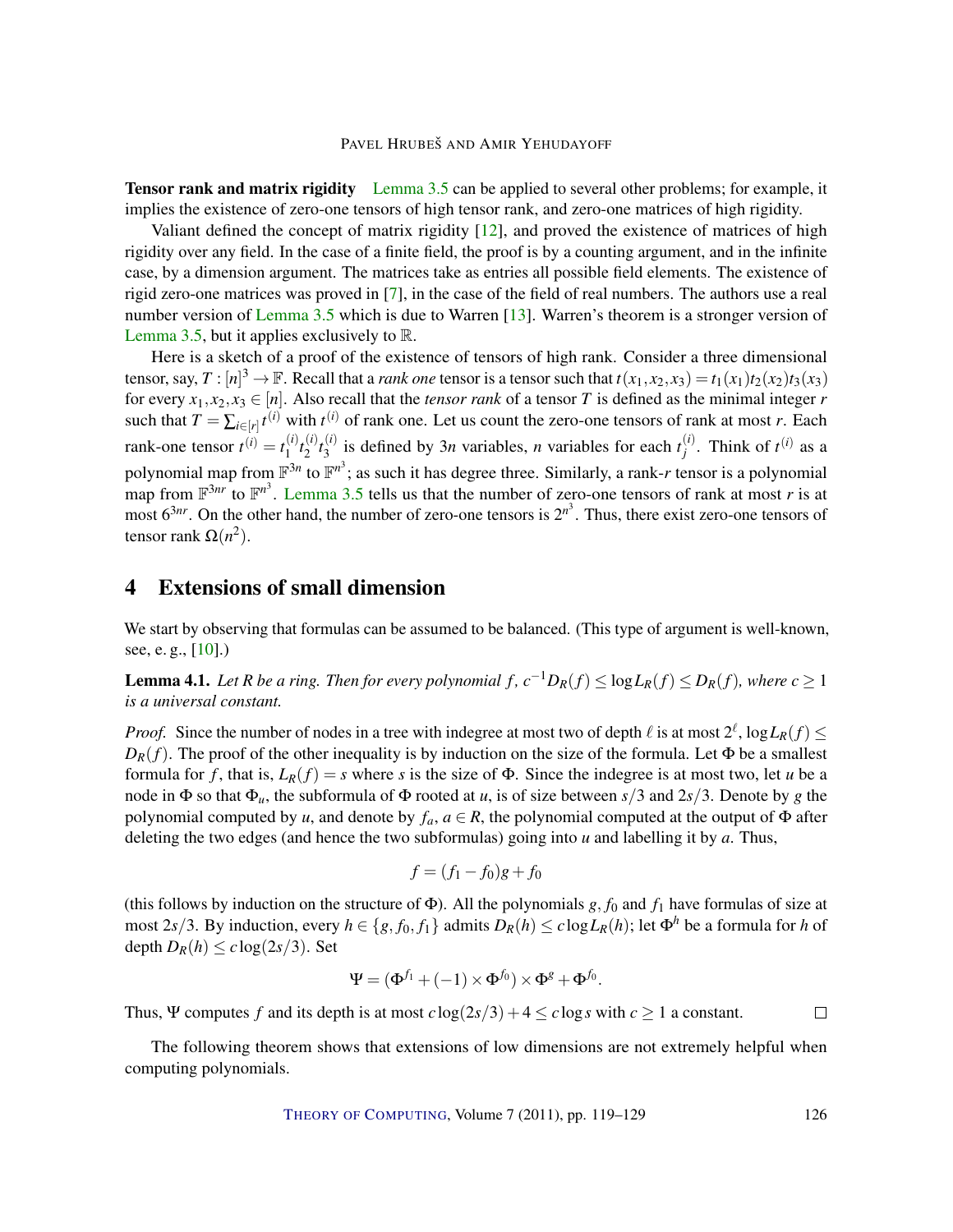**Tensor rank and matrix rigidity** Lemma 3.5 can be applied to several other problems; for example, it implies the existence of zero-one tensors of high tensor rank, and zero-one matrices of high rigidity.

Valiant defined the concept of matrix rigidity [12], and proved the existence of matrices of high rigidity over any field. In the case of a finite field, the proof is by a counting argument, and in the infinite case, by a dimension argument. The matrices take as entries all possible field elements. The existence of rigid zero-one matrices was proved in [7], in the case of the field of real numbers. The authors use a real number version of Lemma 3.5 which is due to Warren [13]. Warren's theorem is a stronger version of Lemma 3.5, but it applies exclusively to $\mathbb{R}$.

Here is a sketch of a proof of the existence of tensors of high rank. Consider a three dimensional tensor, say, $T : [n]^3 \to \mathbb{F}$. Recall that a *rank one* tensor is a tensor such that $t(x_1,x_2,x_3) = t_1(x_1)t_2(x_2)t_3(x_3)$ for every $x_1,x_2,x_3 \in [n]$. Also recall that the *tensor rank* of a tensor $T$ is defined as the minimal integer $r$ such that $T = \sum_{i\in[r]} t^{(i)}$ with $t^{(i)}$ of rank one. Let us count the zero-one tensors of rank at most $r$. Each rank-one tensor $t^{(i)} = t_1^{(i)} t_2^{(i)} t_3^{(i)}$ is defined by $3n$ variables, $n$ variables for each $t_j^{(i)}$. Think of $t^{(i)}$ as a polynomial map from $\mathbb{F}^{3n}$ to $\mathbb{F}^{n^3}$; as such it has degree three. Similarly, a rank-$r$ tensor is a polynomial map from $\mathbb{F}^{3nr}$ to $\mathbb{F}^{n^3}$. Lemma 3.5 tells us that the number of zero-one tensors of rank at most $r$ is at most $6^{3nr}$. On the other hand, the number of zero-one tensors is $2^{n^3}$. Thus, there exist zero-one tensors of tensor rank $\Omega(n^2)$.

## 4 Extensions of small dimension

We start by observing that formulas can be assumed to be balanced. (This type of argument is well-known, see, e. g., [10].)

**Lemma 4.1.** *Let $R$ be a ring. Then for every polynomial $f$, $c^{-1}D_R(f) \le \log L_R(f) \le D_R(f)$, where $c \ge 1$ is a universal constant.*

*Proof.* Since the number of nodes in a tree with indegree at most two of depth $\ell$ is at most $2^\ell$, $\log L_R(f) \le D_R(f)$. The proof of the other inequality is by induction on the size of the formula. Let $\Phi$ be a smallest formula for $f$, that is, $L_R(f) = s$ where $s$ is the size of $\Phi$. Since the indegree is at most two, let $u$ be a node in $\Phi$ so that $\Phi_u$, the subformula of $\Phi$ rooted at $u$, is of size between $s/3$ and $2s/3$. Denote by $g$ the polynomial computed by $u$, and denote by $f_a$, $a \in R$, the polynomial computed at the output of $\Phi$ after deleting the two edges (and hence the two subformulas) going into $u$ and labelling it by $a$. Thus,

$$f = (f_1 - f_0)g + f_0$$

(this follows by induction on the structure of $\Phi$). All the polynomials $g$, $f_0$ and $f_1$ have formulas of size at most $2s/3$. By induction, every $h \in \{g, f_0, f_1\}$ admits $D_R(h) \le c \log L_R(h)$; let $\Phi^h$ be a formula for $h$ of depth $D_R(h) \le c\log(2s/3)$. Set

$$\Psi = (\Phi^{f_1} + (-1) \times \Phi^{f_0}) \times \Phi^g + \Phi^{f_0}.$$

Thus, $\Psi$ computes $f$ and its depth is at most $c\log(2s/3) + 4 \le c \log s$ with $c \ge 1$ a constant. □

The following theorem shows that extensions of low dimensions are not extremely helpful when computing polynomials.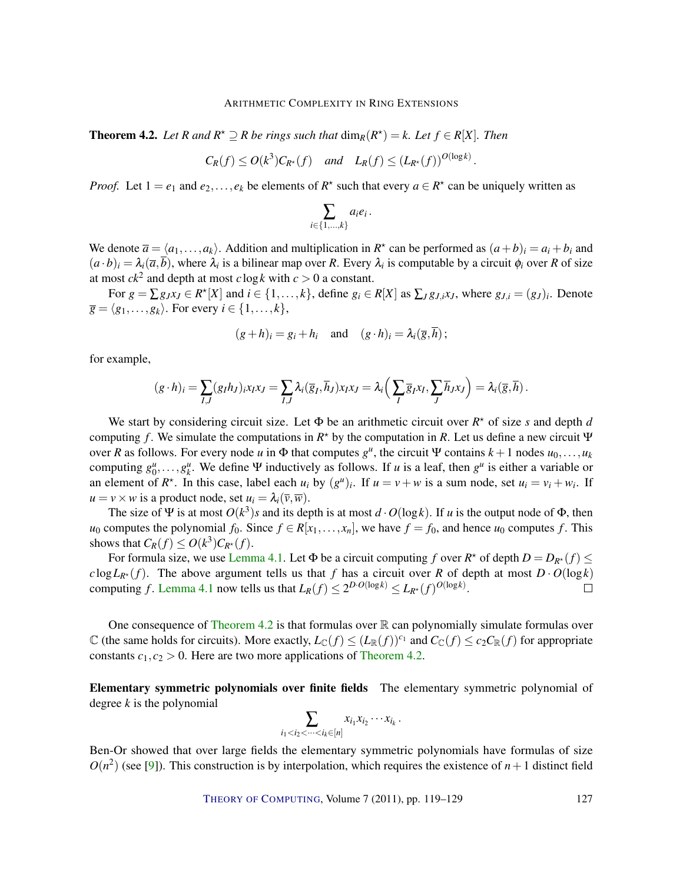**Theorem 4.2.** *Let $R$ and $R^\star \supseteq R$ be rings such that $\dim_R(R^\star) = k$. Let $f \in R[X]$. Then*

$$C_R(f) \leq O(k^3) C_{R^\star}(f) \quad \textit{and} \quad L_R(f) \leq (L_{R^\star}(f))^{O(\log k)}.$$

*Proof.* Let $1 = e_1$ and $e_2, \ldots, e_k$ be elements of $R^\star$ such that every $a \in R^\star$ can be uniquely written as

$$\sum_{i \in \{1,\ldots,k\}} a_i e_i .$$

We denote $\overline{a} = \langle a_1, \ldots, a_k \rangle$. Addition and multiplication in $R^\star$ can be performed as $(a+b)_i = a_i + b_i$ and $(a \cdot b)_i = \lambda_i(\overline{a}, \overline{b})$, where $\lambda_i$ is a bilinear map over $R$. Every $\lambda_i$ is computable by a circuit $\phi_i$ over $R$ of size at most $ck^2$ and depth at most $c \log k$ with $c > 0$ a constant.

For $g = \sum g_J x_J \in R^\star[X]$ and $i \in \{1, \ldots, k\}$, define $g_i \in R[X]$ as $\sum_J g_{J,i} x_J$, where $g_{J,i} = (g_J)_i$. Denote $\overline{g} = \langle g_1, \ldots, g_k \rangle$. For every $i \in \{1, \ldots, k\}$,

$$(g+h)_i = g_i + h_i \quad \text{and} \quad (g \cdot h)_i = \lambda_i(\overline{g}, \overline{h});$$

for example,

$$(g \cdot h)_i = \sum_{I,J} (g_I h_J)_i x_I x_J = \sum_{I,J} \lambda_i(\overline{g}_I, \overline{h}_J) x_I x_J = \lambda_i\Big(\sum_I \overline{g}_I x_I, \sum_J \overline{h}_J x_J\Big) = \lambda_i(\overline{g}, \overline{h}).$$

We start by considering circuit size. Let $\Phi$ be an arithmetic circuit over $R^\star$ of size $s$ and depth $d$ computing $f$. We simulate the computations in $R^\star$ by the computation in $R$. Let us define a new circuit $\Psi$ over $R$ as follows. For every node $u$ in $\Phi$ that computes $g^u$, the circuit $\Psi$ contains $k+1$ nodes $u_0, \ldots, u_k$ computing $g_0^u, \ldots, g_k^u$. We define $\Psi$ inductively as follows. If $u$ is a leaf, then $g^u$ is either a variable or an element of $R^\star$. In this case, label each $u_i$ by $(g^u)_i$. If $u = v + w$ is a sum node, set $u_i = v_i + w_i$. If $u = v \times w$ is a product node, set $u_i = \lambda_i(\overline{v}, \overline{w})$.

The size of $\Psi$ is at most $O(k^3)s$ and its depth is at most $d \cdot O(\log k)$. If $u$ is the output node of $\Phi$, then $u_0$ computes the polynomial $f_0$. Since $f \in R[x_1, \ldots, x_n]$, we have $f = f_0$, and hence $u_0$ computes $f$. This shows that $C_R(f) \leq O(k^3) C_{R^\star}(f)$.

For formula size, we use Lemma 4.1. Let $\Phi$ be a circuit computing $f$ over $R^\star$ of depth $D = D_{R^\star}(f) \leq c \log L_{R^\star}(f)$. The above argument tells us that $f$ has a circuit over $R$ of depth at most $D \cdot O(\log k)$ computing $f$. Lemma 4.1 now tells us that $L_R(f) \leq 2^{D \cdot O(\log k)} \leq L_{R^\star}(f)^{O(\log k)}$. □

One consequence of Theorem 4.2 is that formulas over $\mathbb{R}$ can polynomially simulate formulas over $\mathbb{C}$ (the same holds for circuits). More exactly, $L_{\mathbb{C}}(f) \leq (L_{\mathbb{R}}(f))^{c_1}$ and $C_{\mathbb{C}}(f) \leq c_2 C_{\mathbb{R}}(f)$ for appropriate constants $c_1, c_2 > 0$. Here are two more applications of Theorem 4.2.

**Elementary symmetric polynomials over finite fields** The elementary symmetric polynomial of degree $k$ is the polynomial

$$\sum_{i_1 < i_2 < \cdots < i_k \in [n]} x_{i_1} x_{i_2} \cdots x_{i_k} .$$

Ben-Or showed that over large fields the elementary symmetric polynomials have formulas of size $O(n^2)$ (see [9]). This construction is by interpolation, which requires the existence of $n+1$ distinct field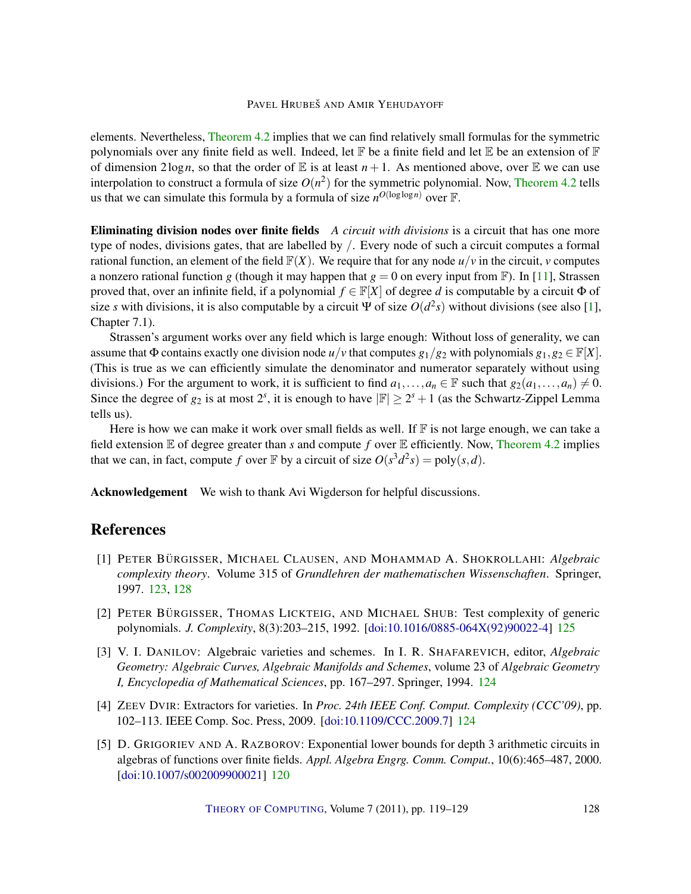elements. Nevertheless, Theorem 4.2 implies that we can find relatively small formulas for the symmetric polynomials over any finite field as well. Indeed, let $\mathbb{F}$ be a finite field and let $\mathbb{E}$ be an extension of $\mathbb{F}$ of dimension $2\log n$, so that the order of $\mathbb{E}$ is at least $n+1$. As mentioned above, over $\mathbb{E}$ we can use interpolation to construct a formula of size $O(n^2)$ for the symmetric polynomial. Now, Theorem 4.2 tells us that we can simulate this formula by a formula of size $n^{O(\log\log n)}$ over $\mathbb{F}$.

**Eliminating division nodes over finite fields** *A circuit with divisions* is a circuit that has one more type of nodes, divisions gates, that are labelled by $/$. Every node of such a circuit computes a formal rational function, an element of the field $\mathbb{F}(X)$. We require that for any node $u/v$ in the circuit, $v$ computes a nonzero rational function $g$ (though it may happen that $g = 0$ on every input from $\mathbb{F}$). In [11], Strassen proved that, over an infinite field, if a polynomial $f \in \mathbb{F}[X]$ of degree $d$ is computable by a circuit $\Phi$ of size $s$ with divisions, it is also computable by a circuit $\Psi$ of size $O(d^2 s)$ without divisions (see also [1], Chapter 7.1).

Strassen's argument works over any field which is large enough: Without loss of generality, we can assume that $\Phi$ contains exactly one division node $u/v$ that computes $g_1/g_2$ with polynomials $g_1, g_2 \in \mathbb{F}[X]$. (This is true as we can efficiently simulate the denominator and numerator separately without using divisions.) For the argument to work, it is sufficient to find $a_1, \dots, a_n \in \mathbb{F}$ such that $g_2(a_1, \dots, a_n) \neq 0$. Since the degree of $g_2$ is at most $2^s$, it is enough to have $|\mathbb{F}| \geq 2^s + 1$ (as the Schwartz-Zippel Lemma tells us).

Here is how we can make it work over small fields as well. If $\mathbb{F}$ is not large enough, we can take a field extension $\mathbb{E}$ of degree greater than $s$ and compute $f$ over $\mathbb{E}$ efficiently. Now, Theorem 4.2 implies that we can, in fact, compute $f$ over $\mathbb{F}$ by a circuit of size $O(s^3 d^2 s) = \text{poly}(s, d)$.

**Acknowledgement** We wish to thank Avi Wigderson for helpful discussions.

## References

[1] Peter Bürgisser, Michael Clausen, and Mohammad A. Shokrollahi: *Algebraic complexity theory*. Volume 315 of *Grundlehren der mathematischen Wissenschaften*. Springer, 1997. 123, 128

[2] Peter Bürgisser, Thomas Lickteig, and Michael Shub: Test complexity of generic polynomials. *J. Complexity*, 8(3):203–215, 1992. [doi:10.1016/0885-064X(92)90022-4] 125

[3] V. I. Danilov: Algebraic varieties and schemes. In I. R. Shafarevich, editor, *Algebraic Geometry: Algebraic Curves, Algebraic Manifolds and Schemes*, volume 23 of *Algebraic Geometry I, Encyclopedia of Mathematical Sciences*, pp. 167–297. Springer, 1994. 124

[4] Zeev Dvir: Extractors for varieties. In *Proc. 24th IEEE Conf. Comput. Complexity (CCC'09)*, pp. 102–113. IEEE Comp. Soc. Press, 2009. [doi:10.1109/CCC.2009.7] 124

[5] D. Grigoriev and A. Razborov: Exponential lower bounds for depth 3 arithmetic circuits in algebras of functions over finite fields. *Appl. Algebra Engrg. Comm. Comput.*, 10(6):465–487, 2000. [doi:10.1007/s002009900021] 120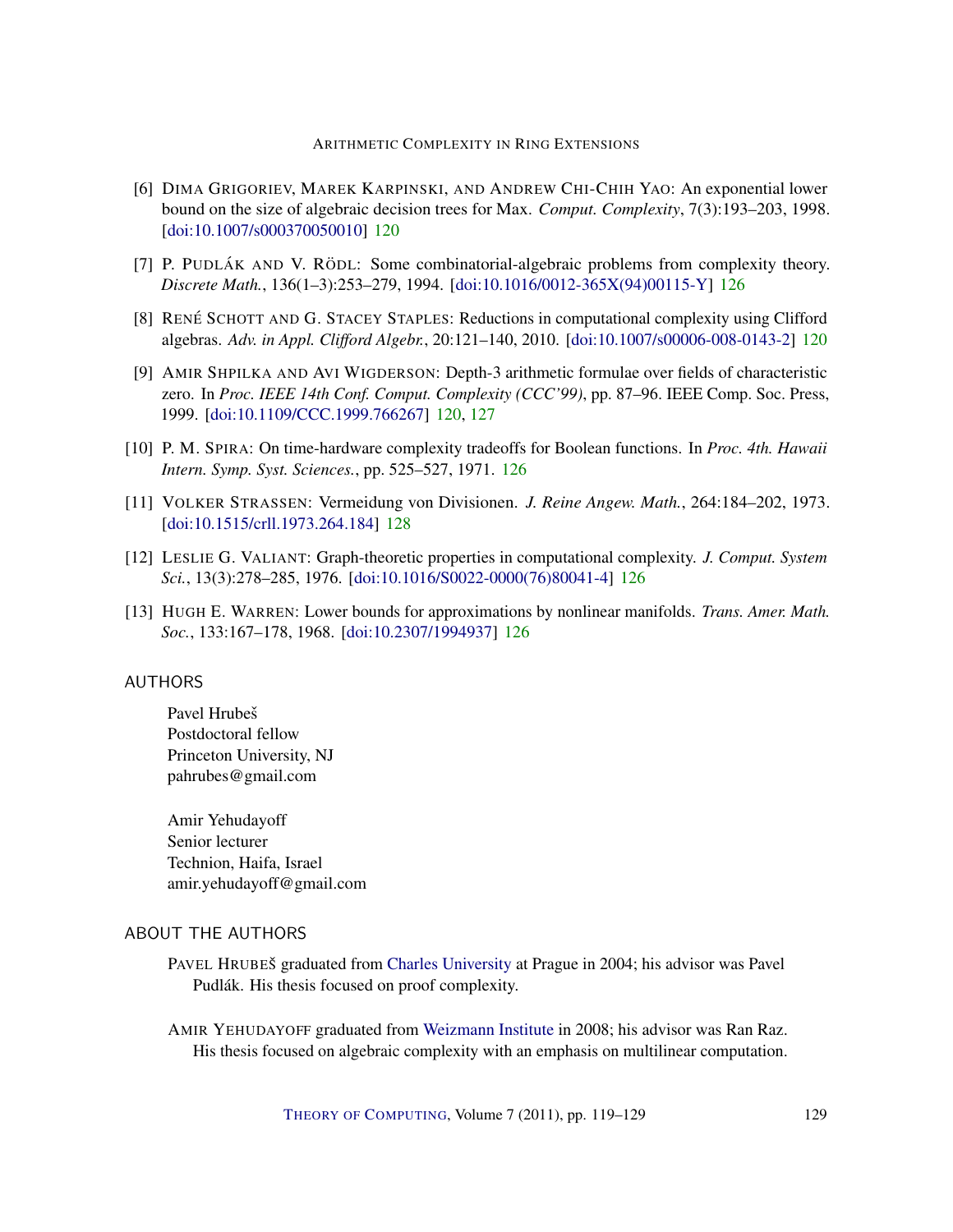[6] Dima Grigoriev, Marek Karpinski, and Andrew Chi-Chih Yao: An exponential lower bound on the size of algebraic decision trees for Max. *Comput. Complexity*, 7(3):193–203, 1998. [doi:10.1007/s000370050010] 120

[7] P. Pudlák and V. Rödl: Some combinatorial-algebraic problems from complexity theory. *Discrete Math.*, 136(1–3):253–279, 1994. [doi:10.1016/0012-365X(94)00115-Y] 126

[8] René Schott and G. Stacey Staples: Reductions in computational complexity using Clifford algebras. *Adv. in Appl. Clifford Algebr.*, 20:121–140, 2010. [doi:10.1007/s00006-008-0143-2] 120

[9] Amir Shpilka and Avi Wigderson: Depth-3 arithmetic formulae over fields of characteristic zero. In *Proc. IEEE 14th Conf. Comput. Complexity (CCC'99)*, pp. 87–96. IEEE Comp. Soc. Press, 1999. [doi:10.1109/CCC.1999.766267] 120, 127

[10] P. M. Spira: On time-hardware complexity tradeoffs for Boolean functions. In *Proc. 4th. Hawaii Intern. Symp. Syst. Sciences.*, pp. 525–527, 1971. 126

[11] Volker Strassen: Vermeidung von Divisionen. *J. Reine Angew. Math.*, 264:184–202, 1973. [doi:10.1515/crll.1973.264.184] 128

[12] Leslie G. Valiant: Graph-theoretic properties in computational complexity. *J. Comput. System Sci.*, 13(3):278–285, 1976. [doi:10.1016/S0022-0000(76)80041-4] 126

[13] Hugh E. Warren: Lower bounds for approximations by nonlinear manifolds. *Trans. Amer. Math. Soc.*, 133:167–178, 1968. [doi:10.2307/1994937] 126

## AUTHORS

Pavel Hrubeš
Postdoctoral fellow
Princeton University, NJ
pahrubes@gmail.com

Amir Yehudayoff
Senior lecturer
Technion, Haifa, Israel
amir.yehudayoff@gmail.com

## ABOUT THE AUTHORS

Pavel Hrubeš graduated from Charles University at Prague in 2004; his advisor was Pavel Pudlák. His thesis focused on proof complexity.

Amir Yehudayoff graduated from Weizmann Institute in 2008; his advisor was Ran Raz. His thesis focused on algebraic complexity with an emphasis on multilinear computation.